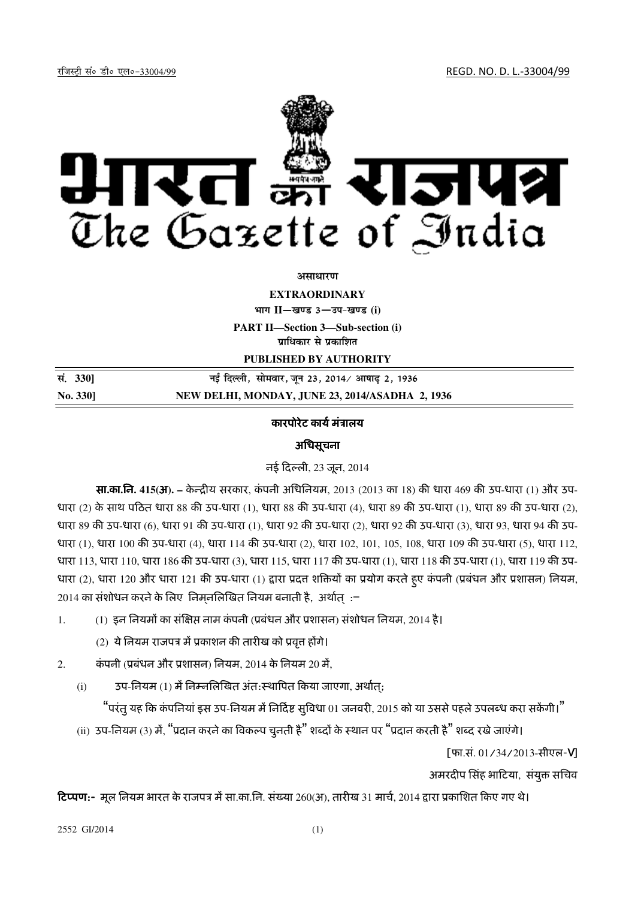रजिस्ट्री सं० डी० एल०-33004/99 REGD. NO. D. L.-33004/99

# भारत का राजपत्र
# The Gazette of India

**असाधारण**

**EXTRAORDINARY**

**भाग II—खण्ड 3—उप-खण्ड (i)**

**PART II—Section 3—Sub-section (i)**

**प्राधिकार से प्रकाशित**

**PUBLISHED BY AUTHORITY**

| | |
|---|---|
| **सं. 330]** | **नई दिल्ली, सोमवार, जून 23, 2014/ आषाढ़ 2, 1936** |
| **No. 330]** | **NEW DELHI, MONDAY, JUNE 23, 2014/ASADHA 2, 1936** |

## कारपोरेट कार्य मंत्रालय

## अधिसूचना

नई दिल्ली, 23 जून, 2014

**सा.का.नि. 415(अ).** – केन्द्रीय सरकार, कंपनी अधिनियम, 2013 (2013 का 18) की धारा 469 की उप-धारा (1) और उप-धारा (2) के साथ पठित धारा 88 की उप-धारा (1), धारा 88 की उप-धारा (4), धारा 89 की उप-धारा (1), धारा 89 की उप-धारा (2), धारा 89 की उप-धारा (6), धारा 91 की उप-धारा (1), धारा 92 की उप-धारा (2), धारा 92 की उप-धारा (3), धारा 93, धारा 94 की उप-धारा (1), धारा 100 की उप-धारा (4), धारा 114 की उप-धारा (2), धारा 102, 101, 105, 108, धारा 109 की उप-धारा (5), धारा 112, धारा 113, धारा 110, धारा 186 की उप-धारा (3), धारा 115, धारा 117 की उप-धारा (1), धारा 118 की उप-धारा (1), धारा 119 की उप-धारा (2), धारा 120 और धारा 121 की उप-धारा (1) द्वारा प्रदत्त शक्तियों का प्रयोग करते हुए कंपनी (प्रबंधन और प्रशासन) नियम, 2014 का संशोधन करने के लिए निम्नलिखित नियम बनाती है, अर्थात् :–

1. (1) इन नियमों का संक्षिप्त नाम कंपनी (प्रबंधन और प्रशासन) संशोधन नियम, 2014 है।

   (2) ये नियम राजपत्र में प्रकाशन की तारीख को प्रवृत्त होंगे।

2. कंपनी (प्रबंधन और प्रशासन) नियम, 2014 के नियम 20 में,

   (i) उप-नियम (1) में निम्नलिखित अंत:स्थापित किया जाएगा, अर्थात्;

   "परंतु यह कि कंपनियां इस उप-नियम में निर्दिष्ट सुविधा 01 जनवरी, 2015 को या उससे पहले उपलब्ध करा सकेंगी।"

   (ii) उप-नियम (3) में, "प्रदान करने का विकल्प चुनती है" शब्दों के स्थान पर "प्रदान करती है" शब्द रखे जाएंगे।

[फा.सं. 01/34/2013-सीएल-V]

अमरदीप सिंह भाटिया, संयुक्त सचिव

**टिप्पण:-** मूल नियम भारत के राजपत्र में सा.का.नि. संख्या 260(अ), तारीख 31 मार्च, 2014 द्वारा प्रकाशित किए गए थे।

2552 GI/2014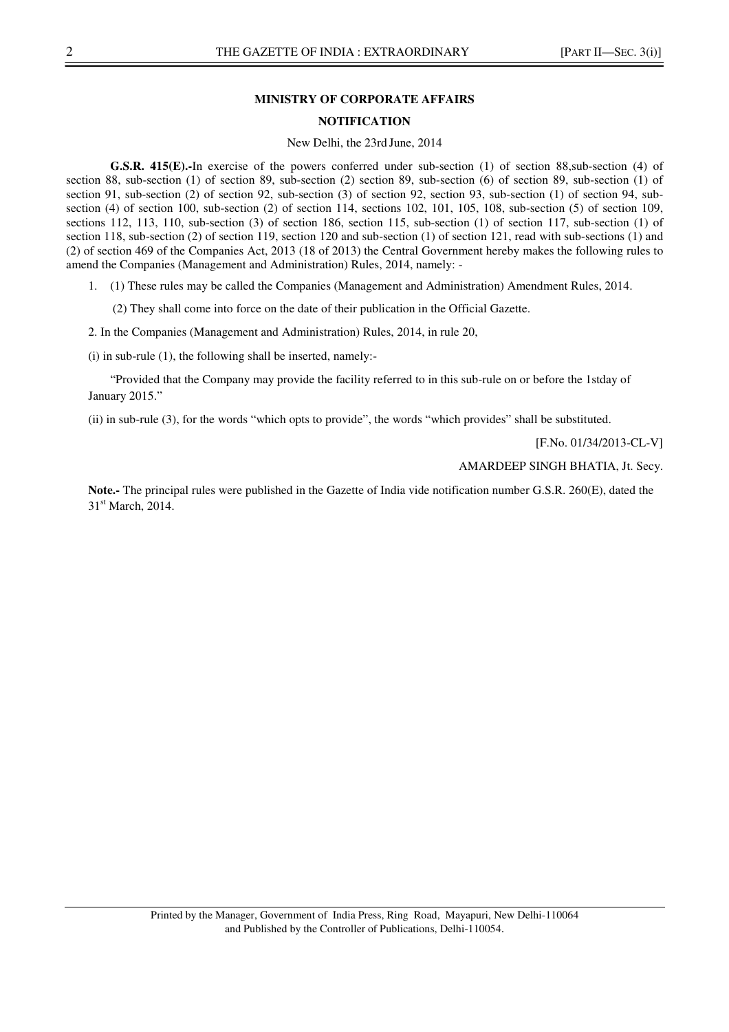## MINISTRY OF CORPORATE AFFAIRS

## NOTIFICATION

New Delhi, the 23rd June, 2014

**G.S.R. 415(E).-**In exercise of the powers conferred under sub-section (1) of section 88,sub-section (4) of section 88, sub-section (1) of section 89, sub-section (2) section 89, sub-section (6) of section 89, sub-section (1) of section 91, sub-section (2) of section 92, sub-section (3) of section 92, section 93, sub-section (1) of section 94, sub-section (4) of section 100, sub-section (2) of section 114, sections 102, 101, 105, 108, sub-section (5) of section 109, sections 112, 113, 110, sub-section (3) of section 186, section 115, sub-section (1) of section 117, sub-section (1) of section 118, sub-section (2) of section 119, section 120 and sub-section (1) of section 121, read with sub-sections (1) and (2) of section 469 of the Companies Act, 2013 (18 of 2013) the Central Government hereby makes the following rules to amend the Companies (Management and Administration) Rules, 2014, namely: -

1. (1) These rules may be called the Companies (Management and Administration) Amendment Rules, 2014.

   (2) They shall come into force on the date of their publication in the Official Gazette.

2. In the Companies (Management and Administration) Rules, 2014, in rule 20,

(i) in sub-rule (1), the following shall be inserted, namely:-

"Provided that the Company may provide the facility referred to in this sub-rule on or before the 1stday of January 2015."

(ii) in sub-rule (3), for the words "which opts to provide", the words "which provides" shall be substituted.

[F.No. 01/34/2013-CL-V]

AMARDEEP SINGH BHATIA, Jt. Secy.

**Note.-** The principal rules were published in the Gazette of India vide notification number G.S.R. 260(E), dated the 31st March, 2014.

Printed by the Manager, Government of India Press, Ring Road, Mayapuri, New Delhi-110064
and Published by the Controller of Publications, Delhi-110054.